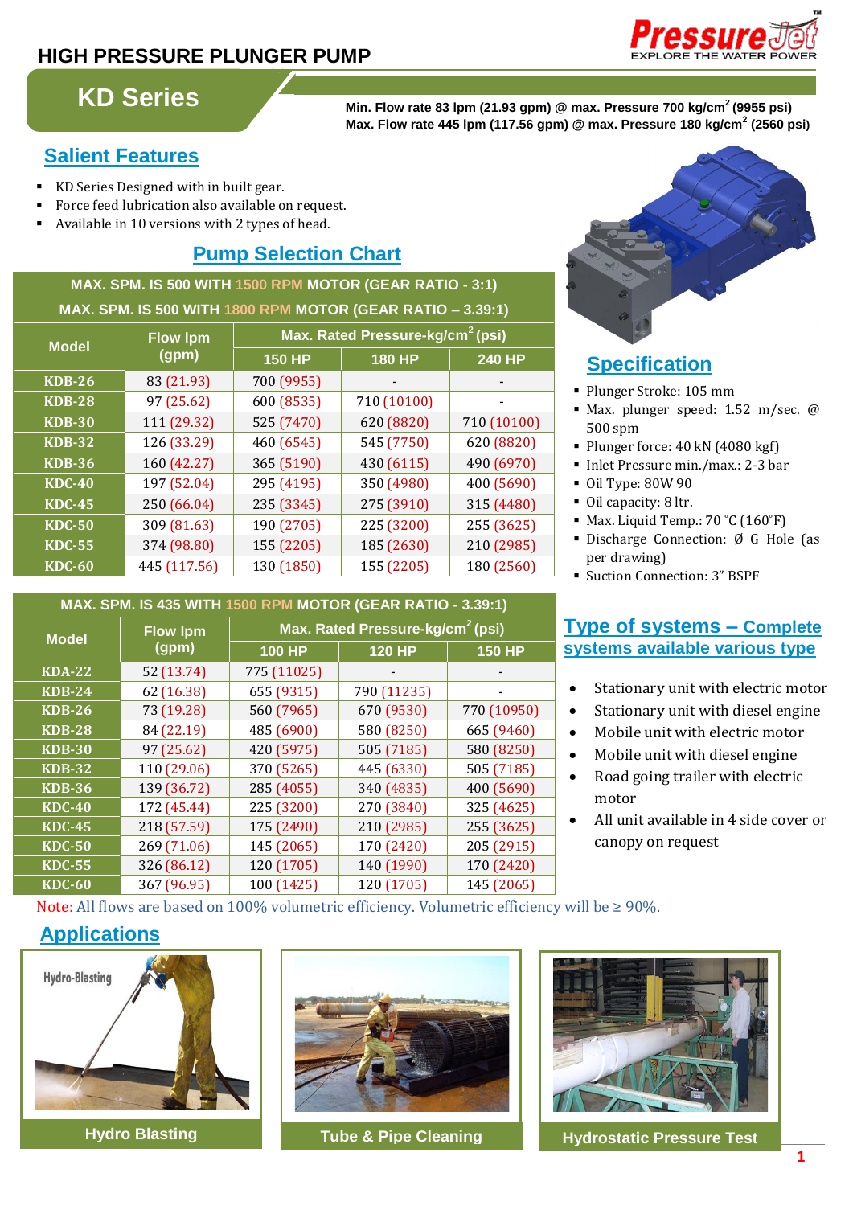# HIGH PRESSURE PLUNGER PUMP

PressureJet — EXPLORE THE WATER POWER

## KD Series

**Min. Flow rate 83 lpm (21.93 gpm) @ max. Pressure 700 kg/cm² (9955 psi)**
**Max. Flow rate 445 lpm (117.56 gpm) @ max. Pressure 180 kg/cm² (2560 psi)**

## Salient Features

- KD Series Designed with in built gear.
- Force feed lubrication also available on request.
- Available in 10 versions with 2 types of head.

## Pump Selection Chart

**MAX. SPM. IS 500 WITH 1500 RPM MOTOR (GEAR RATIO - 3:1)**
**MAX. SPM. IS 500 WITH 1800 RPM MOTOR (GEAR RATIO – 3.39:1)**

| Model | Flow lpm (gpm) | Max. Rated Pressure-kg/cm² (psi) | | |
|---|---|---|---|---|
| | | 150 HP | 180 HP | 240 HP |
| KDB-26 | 83 (21.93) | 700 (9955) | - | - |
| KDB-28 | 97 (25.62) | 600 (8535) | 710 (10100) | - |
| KDB-30 | 111 (29.32) | 525 (7470) | 620 (8820) | 710 (10100) |
| KDB-32 | 126 (33.29) | 460 (6545) | 545 (7750) | 620 (8820) |
| KDB-36 | 160 (42.27) | 365 (5190) | 430 (6115) | 490 (6970) |
| KDC-40 | 197 (52.04) | 295 (4195) | 350 (4980) | 400 (5690) |
| KDC-45 | 250 (66.04) | 235 (3345) | 275 (3910) | 315 (4480) |
| KDC-50 | 309 (81.63) | 190 (2705) | 225 (3200) | 255 (3625) |
| KDC-55 | 374 (98.80) | 155 (2205) | 185 (2630) | 210 (2985) |
| KDC-60 | 445 (117.56) | 130 (1850) | 155 (2205) | 180 (2560) |

**MAX. SPM. IS 435 WITH 1500 RPM MOTOR (GEAR RATIO - 3.39:1)**

| Model | Flow lpm (gpm) | Max. Rated Pressure-kg/cm² (psi) | | |
|---|---|---|---|---|
| | | 100 HP | 120 HP | 150 HP |
| KDA-22 | 52 (13.74) | 775 (11025) | - | - |
| KDB-24 | 62 (16.38) | 655 (9315) | 790 (11235) | - |
| KDB-26 | 73 (19.28) | 560 (7965) | 670 (9530) | 770 (10950) |
| KDB-28 | 84 (22.19) | 485 (6900) | 580 (8250) | 665 (9460) |
| KDB-30 | 97 (25.62) | 420 (5975) | 505 (7185) | 580 (8250) |
| KDB-32 | 110 (29.06) | 370 (5265) | 445 (6330) | 505 (7185) |
| KDB-36 | 139 (36.72) | 285 (4055) | 340 (4835) | 400 (5690) |
| KDC-40 | 172 (45.44) | 225 (3200) | 270 (3840) | 325 (4625) |
| KDC-45 | 218 (57.59) | 175 (2490) | 210 (2985) | 255 (3625) |
| KDC-50 | 269 (71.06) | 145 (2065) | 170 (2420) | 205 (2915) |
| KDC-55 | 326 (86.12) | 120 (1705) | 140 (1990) | 170 (2420) |
| KDC-60 | 367 (96.95) | 100 (1425) | 120 (1705) | 145 (2065) |

Note: All flows are based on 100% volumetric efficiency. Volumetric efficiency will be ≥ 90%.

## Specification

- Plunger Stroke: 105 mm
- Max. plunger speed: 1.52 m/sec. @ 500 spm
- Plunger force: 40 kN (4080 kgf)
- Inlet Pressure min./max.: 2-3 bar
- Oil Type: 80W 90
- Oil capacity: 8 ltr.
- Max. Liquid Temp.: 70 °C (160°F)
- Discharge Connection: Ø G Hole (as per drawing)
- Suction Connection: 3" BSPF

## Type of systems – Complete systems available various type

- Stationary unit with electric motor
- Stationary unit with diesel engine
- Mobile unit with electric motor
- Mobile unit with diesel engine
- Road going trailer with electric motor
- All unit available in 4 side cover or canopy on request

## Applications

Hydro Blasting

Tube & Pipe Cleaning

Hydrostatic Pressure Test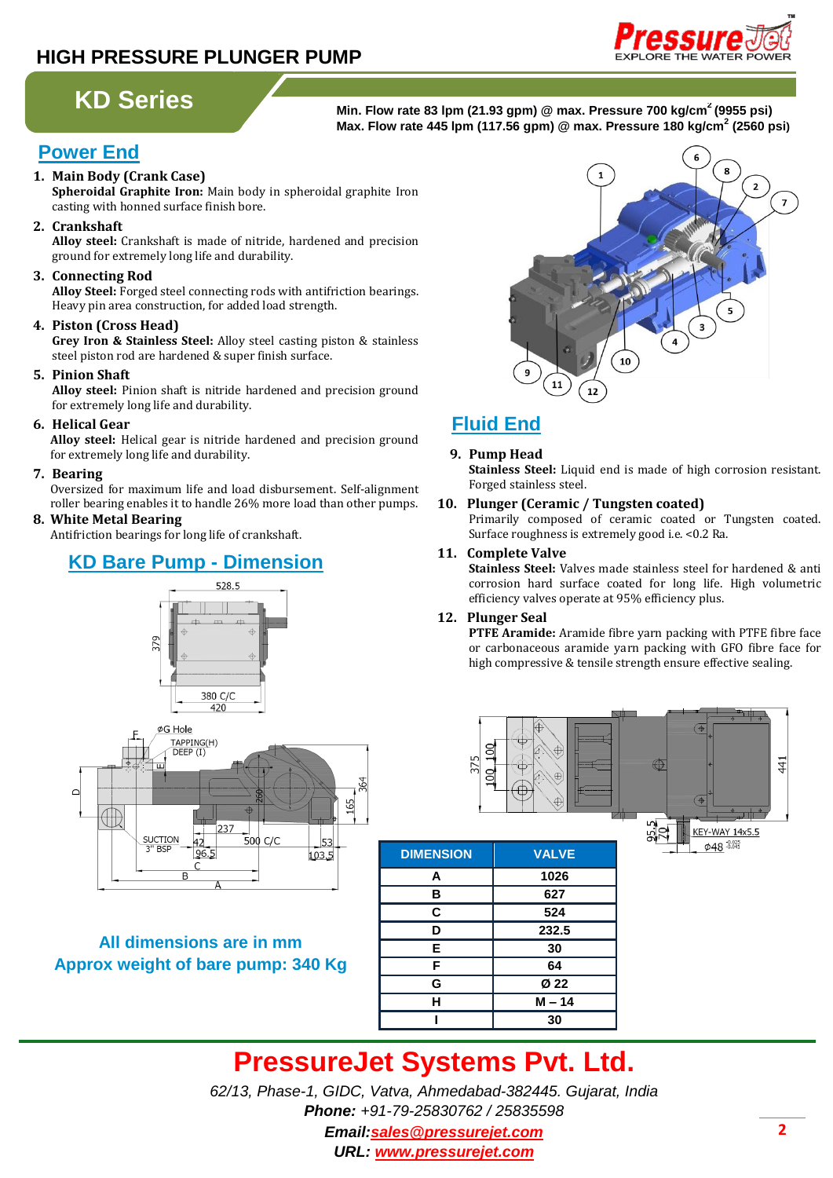# HIGH PRESSURE PLUNGER PUMP

PressureJet EXPLORE THE WATER POWER

## KD Series

**Min. Flow rate 83 lpm (21.93 gpm) @ max. Pressure 700 kg/cm² (9955 psi)**
**Max. Flow rate 445 lpm (117.56 gpm) @ max. Pressure 180 kg/cm² (2560 psi)**

## Power End

1. **Main Body (Crank Case)**
   **Spheroidal Graphite Iron:** Main body in spheroidal graphite Iron casting with honned surface finish bore.
2. **Crankshaft**
   **Alloy steel:** Crankshaft is made of nitride, hardened and precision ground for extremely long life and durability.
3. **Connecting Rod**
   **Alloy Steel:** Forged steel connecting rods with antifriction bearings. Heavy pin area construction, for added load strength.
4. **Piston (Cross Head)**
   **Grey Iron & Stainless Steel:** Alloy steel casting piston & stainless steel piston rod are hardened & super finish surface.
5. **Pinion Shaft**
   **Alloy steel:** Pinion shaft is nitride hardened and precision ground for extremely long life and durability.
6. **Helical Gear**
   **Alloy steel:** Helical gear is nitride hardened and precision ground for extremely long life and durability.
7. **Bearing**
   Oversized for maximum life and load disbursement. Self-alignment roller bearing enables it to handle 26% more load than other pumps.
8. **White Metal Bearing**
   Antifriction bearings for long life of crankshaft.

## Fluid End

9. **Pump Head**
   **Stainless Steel:** Liquid end is made of high corrosion resistant. Forged stainless steel.
10. **Plunger (Ceramic / Tungsten coated)**
    Primarily composed of ceramic coated or Tungsten coated. Surface roughness is extremely good i.e. <0.2 Ra.
11. **Complete Valve**
    **Stainless Steel:** Valves made stainless steel for hardened & anti corrosion hard surface coated for long life. High volumetric efficiency valves operate at 95% efficiency plus.
12. **Plunger Seal**
    **PTFE Aramide:** Aramide fibre yarn packing with PTFE fibre face or carbonaceous aramide yarn packing with GFO fibre face for high compressive & tensile strength ensure effective sealing.

## KD Bare Pump - Dimension

528.5
379
380 C/C
420
F
ØG Hole
TAPPING(H)
DEEP (I)
E
D
260
364
165
237
SUCTION
3" BSP
42
96.5
500 C/C
53
103.5
C
B
A
375
100
100
441
95.5
70
KEY-WAY 14x5.5
Ø48

| DIMENSION | VALVE |
|---|---|
| A | 1026 |
| B | 627 |
| C | 524 |
| D | 232.5 |
| E | 30 |
| F | 64 |
| G | Ø 22 |
| H | M – 14 |
| I | 30 |

**All dimensions are in mm**
**Approx weight of bare pump: 340 Kg**

# PressureJet Systems Pvt. Ltd.

*62/13, Phase-1, GIDC, Vatva, Ahmedabad-382445. Gujarat, India*
***Phone:** +91-79-25830762 / 25835598*
***Email:** sales@pressurejet.com*
***URL:** www.pressurejet.com*